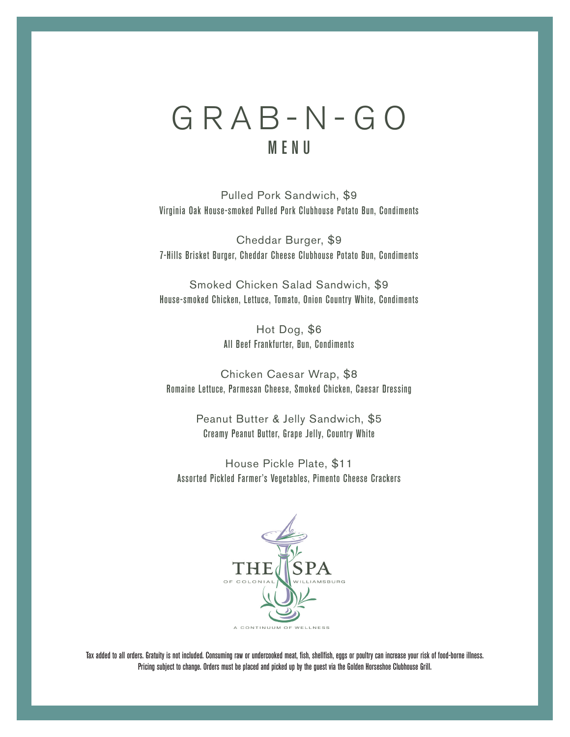# GRAB-N-GO

## MENU

Pulled Pork Sandwich, $9
Virginia Oak House-smoked Pulled Pork Clubhouse Potato Bun, Condiments

Cheddar Burger, $9
7-Hills Brisket Burger, Cheddar Cheese Clubhouse Potato Bun, Condiments

Smoked Chicken Salad Sandwich, $9
House-smoked Chicken, Lettuce, Tomato, Onion Country White, Condiments

Hot Dog, $6
All Beef Frankfurter, Bun, Condiments

Chicken Caesar Wrap, $8
Romaine Lettuce, Parmesan Cheese, Smoked Chicken, Caesar Dressing

Peanut Butter & Jelly Sandwich, $5
Creamy Peanut Butter, Grape Jelly, Country White

House Pickle Plate, $11
Assorted Pickled Farmer's Vegetables, Pimento Cheese Crackers

THE SPA
OF COLONIAL WILLIAMSBURG
A CONTINUUM OF WELLNESS

Tax added to all orders. Gratuity is not included. Consuming raw or undercooked meat, fish, shellfish, eggs or poultry can increase your risk of food-borne illness. Pricing subject to change. Orders must be placed and picked up by the guest via the Golden Horseshoe Clubhouse Grill.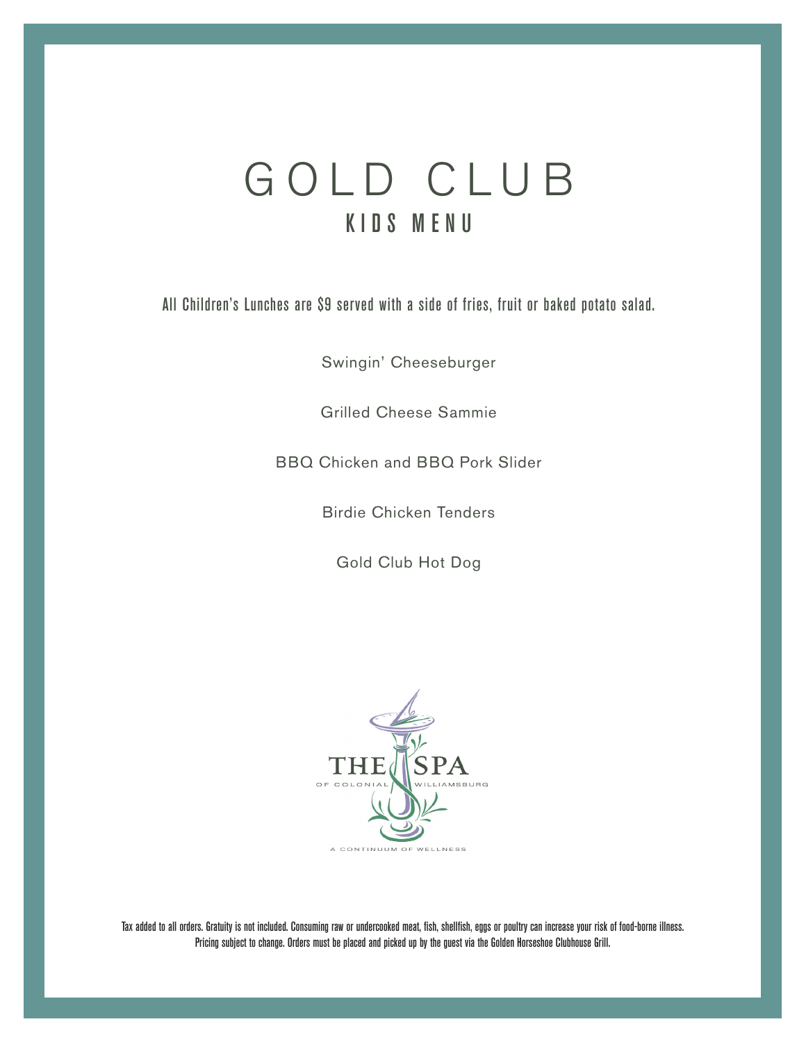# GOLD CLUB

## KIDS MENU

All Children's Lunches are $9 served with a side of fries, fruit or baked potato salad.

Swingin' Cheeseburger

Grilled Cheese Sammie

BBQ Chicken and BBQ Pork Slider

Birdie Chicken Tenders

Gold Club Hot Dog

THE SPA OF COLONIAL WILLIAMSBURG

A CONTINUUM OF WELLNESS

Tax added to all orders. Gratuity is not included. Consuming raw or undercooked meat, fish, shellfish, eggs or poultry can increase your risk of food-borne illness.
Pricing subject to change. Orders must be placed and picked up by the guest via the Golden Horseshoe Clubhouse Grill.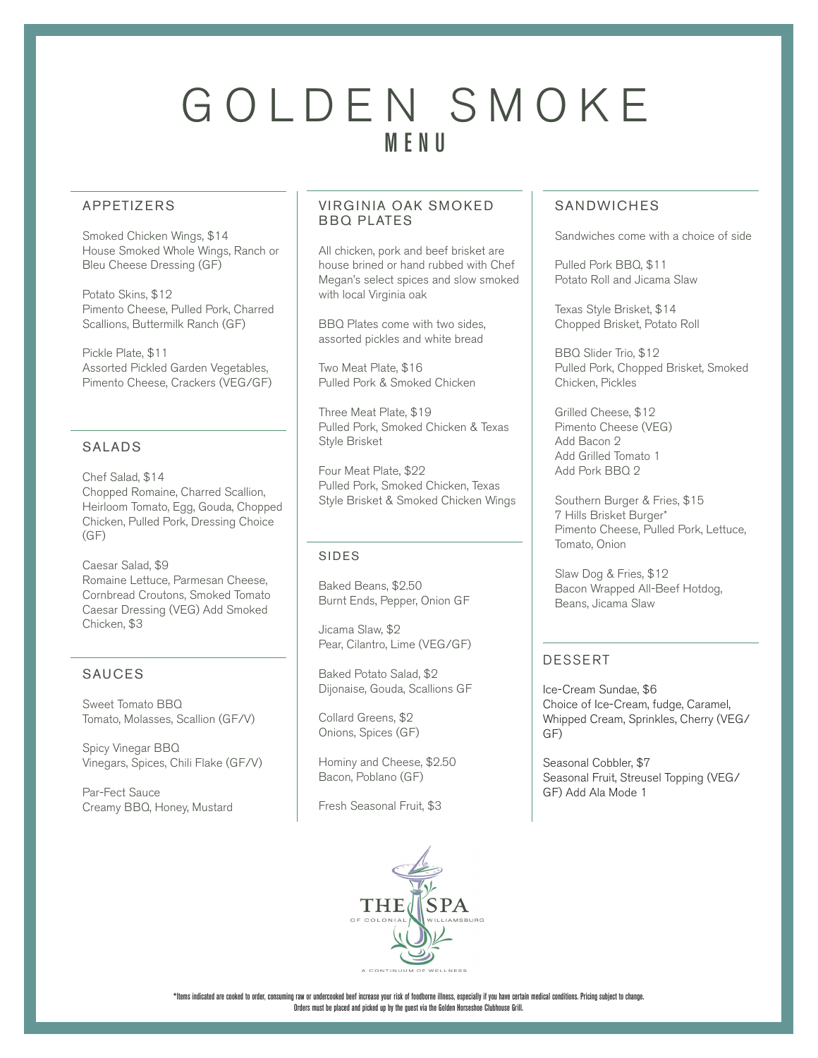# GOLDEN SMOKE

## MENU

### APPETIZERS

Smoked Chicken Wings, $14
House Smoked Whole Wings, Ranch or Bleu Cheese Dressing (GF)

Potato Skins, $12
Pimento Cheese, Pulled Pork, Charred Scallions, Buttermilk Ranch (GF)

Pickle Plate, $11
Assorted Pickled Garden Vegetables, Pimento Cheese, Crackers (VEG/GF)

### SALADS

Chef Salad, $14
Chopped Romaine, Charred Scallion, Heirloom Tomato, Egg, Gouda, Chopped Chicken, Pulled Pork, Dressing Choice (GF)

Caesar Salad, $9
Romaine Lettuce, Parmesan Cheese, Cornbread Croutons, Smoked Tomato Caesar Dressing (VEG) Add Smoked Chicken, $3

### SAUCES

Sweet Tomato BBQ
Tomato, Molasses, Scallion (GF/V)

Spicy Vinegar BBQ
Vinegars, Spices, Chili Flake (GF/V)

Par-Fect Sauce
Creamy BBQ, Honey, Mustard

### VIRGINIA OAK SMOKED BBQ PLATES

All chicken, pork and beef brisket are house brined or hand rubbed with Chef Megan's select spices and slow smoked with local Virginia oak

BBQ Plates come with two sides, assorted pickles and white bread

Two Meat Plate, $16
Pulled Pork & Smoked Chicken

Three Meat Plate, $19
Pulled Pork, Smoked Chicken & Texas Style Brisket

Four Meat Plate, $22
Pulled Pork, Smoked Chicken, Texas Style Brisket & Smoked Chicken Wings

### SIDES

Baked Beans, $2.50
Burnt Ends, Pepper, Onion GF

Jicama Slaw, $2
Pear, Cilantro, Lime (VEG/GF)

Baked Potato Salad, $2
Dijonaise, Gouda, Scallions GF

Collard Greens, $2
Onions, Spices (GF)

Hominy and Cheese, $2.50
Bacon, Poblano (GF)

Fresh Seasonal Fruit, $3

### SANDWICHES

Sandwiches come with a choice of side

Pulled Pork BBQ, $11
Potato Roll and Jicama Slaw

Texas Style Brisket, $14
Chopped Brisket, Potato Roll

BBQ Slider Trio, $12
Pulled Pork, Chopped Brisket, Smoked Chicken, Pickles

Grilled Cheese, $12
Pimento Cheese (VEG)
Add Bacon 2
Add Grilled Tomato 1
Add Pork BBQ 2

Southern Burger & Fries, $15
7 Hills Brisket Burger*
Pimento Cheese, Pulled Pork, Lettuce, Tomato, Onion

Slaw Dog & Fries, $12
Bacon Wrapped All-Beef Hotdog, Beans, Jicama Slaw

### DESSERT

Ice-Cream Sundae, $6
Choice of Ice-Cream, fudge, Caramel, Whipped Cream, Sprinkles, Cherry (VEG/GF)

Seasonal Cobbler, $7
Seasonal Fruit, Streusel Topping (VEG/GF) Add Ala Mode 1

THE SPA OF COLONIAL WILLIAMSBURG
A CONTINUUM OF WELLNESS

*Items indicated are cooked to order, consuming raw or undercooked beef increase your risk of foodborne illness, especially if you have certain medical conditions. Pricing subject to change.
Orders must be placed and picked up by the guest via the Golden Horseshoe Clubhouse Grill.